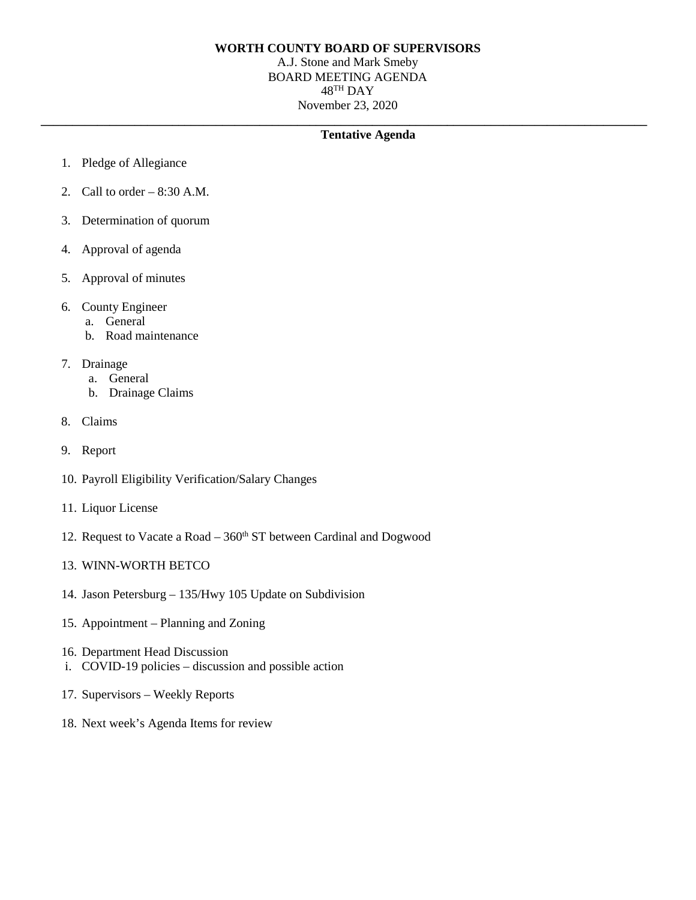**WORTH COUNTY BOARD OF SUPERVISORS**

A.J. Stone and Mark Smeby

BOARD MEETING AGENDA

48TH DAY

November 23, 2020

---

**Tentative Agenda**

1. Pledge of Allegiance

2. Call to order – 8:30 A.M.

3. Determination of quorum

4. Approval of agenda

5. Approval of minutes

6. County Engineer
   a. General
   b. Road maintenance

7. Drainage
   a. General
   b. Drainage Claims

8. Claims

9. Report

10. Payroll Eligibility Verification/Salary Changes

11. Liquor License

12. Request to Vacate a Road – 360th ST between Cardinal and Dogwood

13. WINN-WORTH BETCO

14. Jason Petersburg – 135/Hwy 105 Update on Subdivision

15. Appointment – Planning and Zoning

16. Department Head Discussion
   i. COVID-19 policies – discussion and possible action

17. Supervisors – Weekly Reports

18. Next week's Agenda Items for review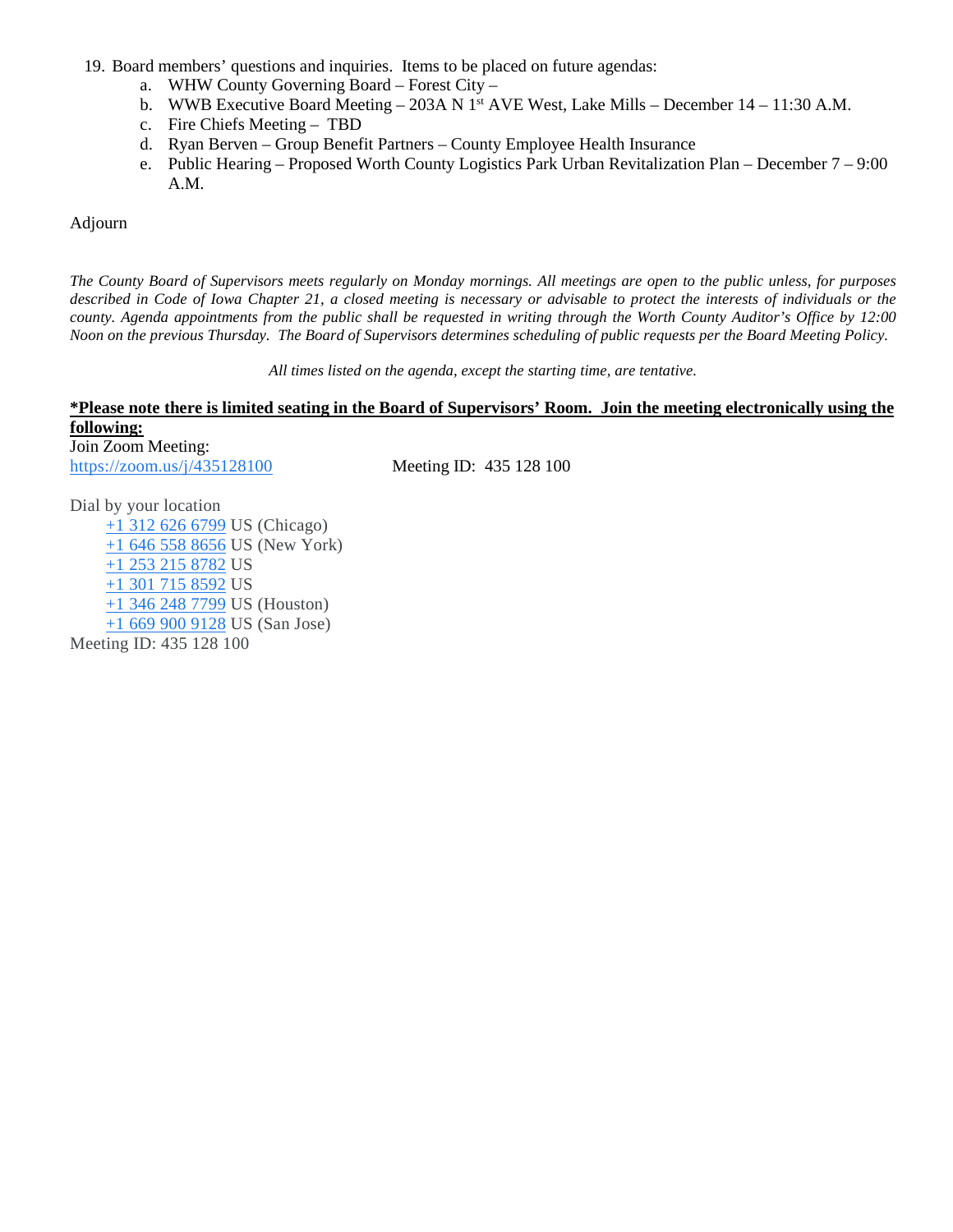19. Board members' questions and inquiries. Items to be placed on future agendas:
    a. WHW County Governing Board – Forest City –
    b. WWB Executive Board Meeting – 203A N 1st AVE West, Lake Mills – December 14 – 11:30 A.M.
    c. Fire Chiefs Meeting – TBD
    d. Ryan Berven – Group Benefit Partners – County Employee Health Insurance
    e. Public Hearing – Proposed Worth County Logistics Park Urban Revitalization Plan – December 7 – 9:00 A.M.

Adjourn

*The County Board of Supervisors meets regularly on Monday mornings. All meetings are open to the public unless, for purposes described in Code of Iowa Chapter 21, a closed meeting is necessary or advisable to protect the interests of individuals or the county. Agenda appointments from the public shall be requested in writing through the Worth County Auditor's Office by 12:00 Noon on the previous Thursday. The Board of Supervisors determines scheduling of public requests per the Board Meeting Policy.*

*All times listed on the agenda, except the starting time, are tentative.*

**\*Please note there is limited seating in the Board of Supervisors' Room. Join the meeting electronically using the following:**

Join Zoom Meeting:
https://zoom.us/j/435128100 Meeting ID: 435 128 100

Dial by your location
+1 312 626 6799 US (Chicago)
+1 646 558 8656 US (New York)
+1 253 215 8782 US
+1 301 715 8592 US
+1 346 248 7799 US (Houston)
+1 669 900 9128 US (San Jose)
Meeting ID: 435 128 100